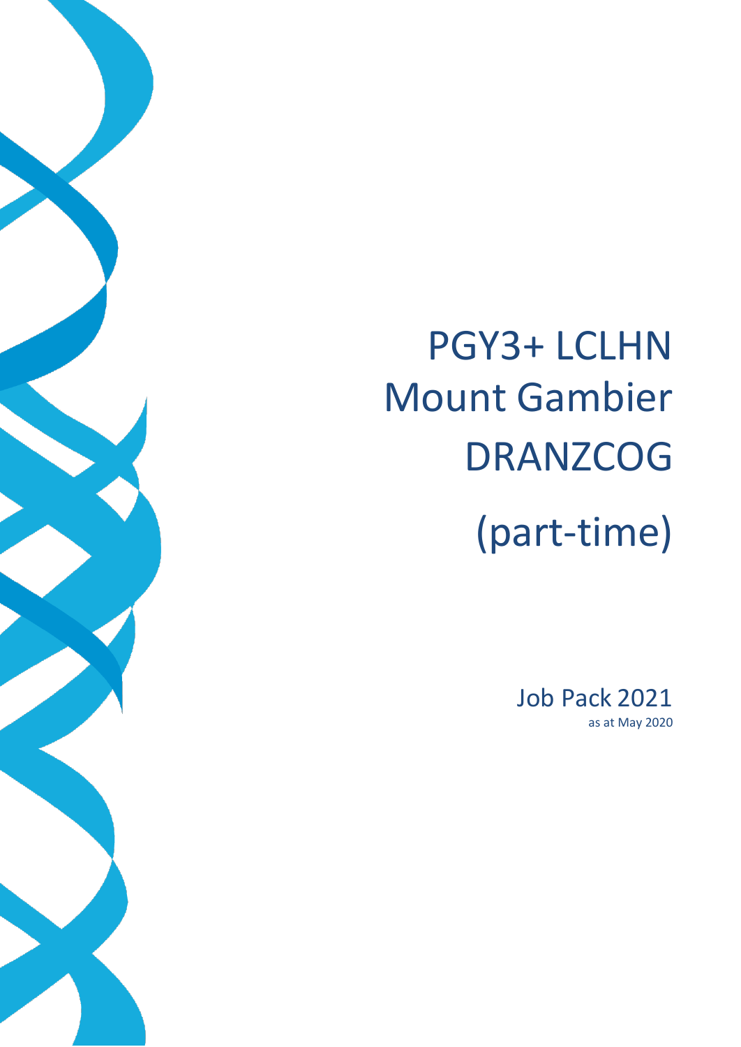# PGY3+ LCLHN Mount Gambier DRANZCOG (part-time)

Job Pack 2021

as at May 2020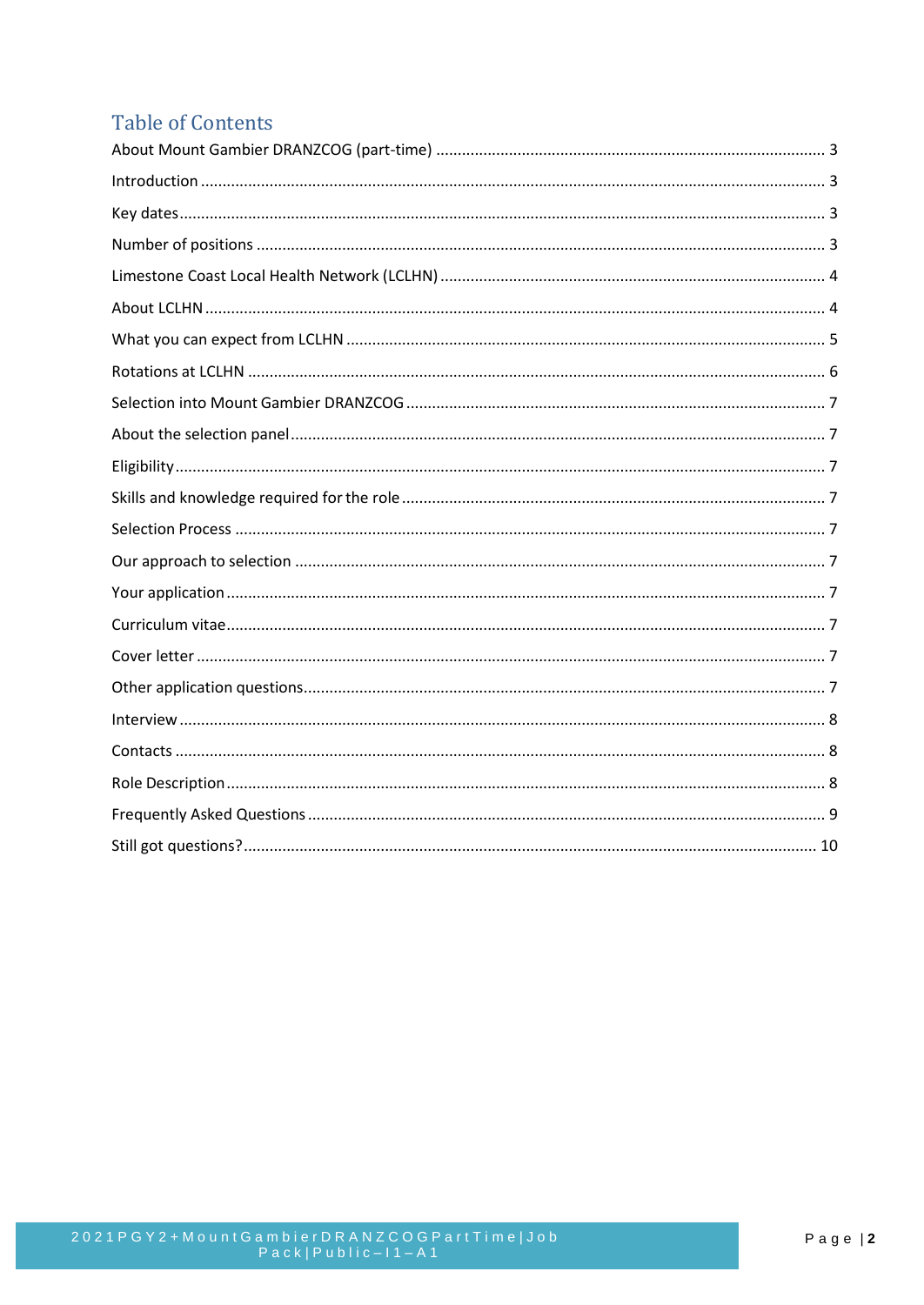# Table of Contents

About Mount Gambier DRANZCOG (part-time) ............ 3

Introduction ............ 3

Key dates ............ 3

Number of positions ............ 3

Limestone Coast Local Health Network (LCLHN) ............ 4

About LCLHN ............ 4

What you can expect from LCLHN ............ 5

Rotations at LCLHN ............ 6

Selection into Mount Gambier DRANZCOG ............ 7

About the selection panel ............ 7

Eligibility ............ 7

Skills and knowledge required for the role ............ 7

Selection Process ............ 7

Our approach to selection ............ 7

Your application ............ 7

Curriculum vitae ............ 7

Cover letter ............ 7

Other application questions ............ 7

Interview ............ 8

Contacts ............ 8

Role Description ............ 8

Frequently Asked Questions ............ 9

Still got questions? ............ 10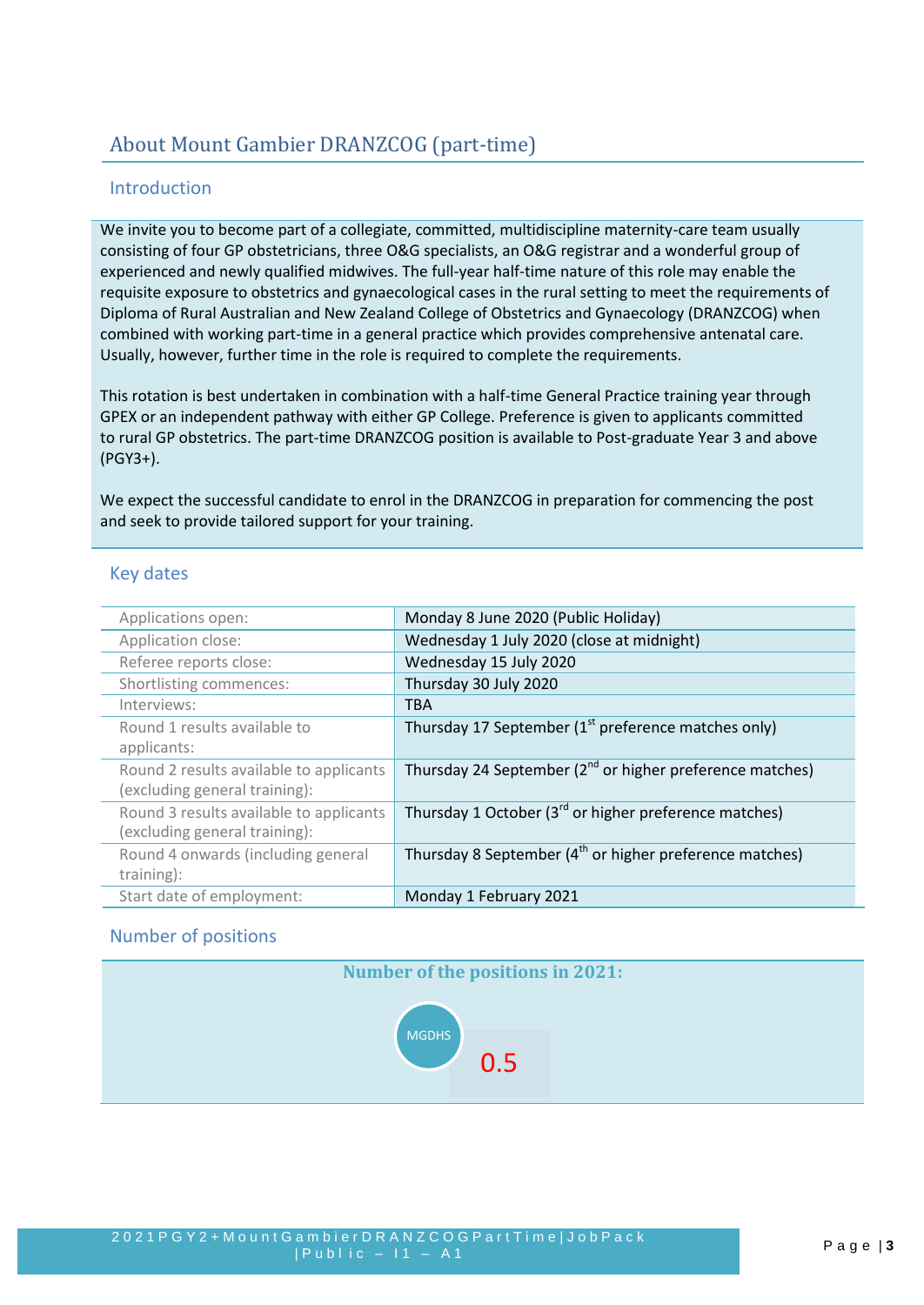## About Mount Gambier DRANZCOG (part-time)

### Introduction

We invite you to become part of a collegiate, committed, multidiscipline maternity-care team usually consisting of four GP obstetricians, three O&G specialists, an O&G registrar and a wonderful group of experienced and newly qualified midwives. The full-year half-time nature of this role may enable the requisite exposure to obstetrics and gynaecological cases in the rural setting to meet the requirements of Diploma of Rural Australian and New Zealand College of Obstetrics and Gynaecology (DRANZCOG) when combined with working part-time in a general practice which provides comprehensive antenatal care. Usually, however, further time in the role is required to complete the requirements.

This rotation is best undertaken in combination with a half-time General Practice training year through GPEX or an independent pathway with either GP College. Preference is given to applicants committed to rural GP obstetrics. The part-time DRANZCOG position is available to Post-graduate Year 3 and above (PGY3+).

We expect the successful candidate to enrol in the DRANZCOG in preparation for commencing the post and seek to provide tailored support for your training.

### Key dates

| | |
|---|---|
| Applications open: | Monday 8 June 2020 (Public Holiday) |
| Application close: | Wednesday 1 July 2020 (close at midnight) |
| Referee reports close: | Wednesday 15 July 2020 |
| Shortlisting commences: | Thursday 30 July 2020 |
| Interviews: | TBA |
| Round 1 results available to applicants: | Thursday 17 September (1st preference matches only) |
| Round 2 results available to applicants (excluding general training): | Thursday 24 September (2nd or higher preference matches) |
| Round 3 results available to applicants (excluding general training): | Thursday 1 October (3rd or higher preference matches) |
| Round 4 onwards (including general training): | Thursday 8 September (4th or higher preference matches) |
| Start date of employment: | Monday 1 February 2021 |

### Number of positions

**Number of the positions in 2021:**

MGDHS 0.5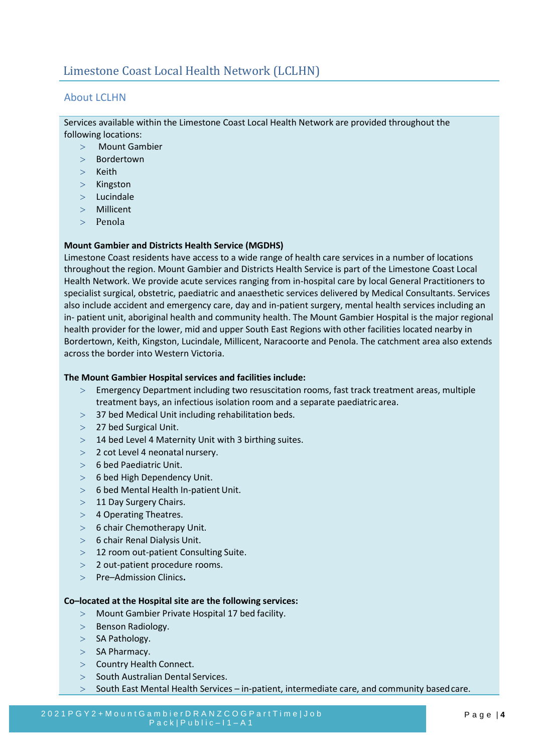# Limestone Coast Local Health Network (LCLHN)

## About LCLHN

Services available within the Limestone Coast Local Health Network are provided throughout the following locations:

- Mount Gambier
- Bordertown
- Keith
- Kingston
- Lucindale
- Millicent
- Penola

**Mount Gambier and Districts Health Service (MGDHS)**

Limestone Coast residents have access to a wide range of health care services in a number of locations throughout the region. Mount Gambier and Districts Health Service is part of the Limestone Coast Local Health Network. We provide acute services ranging from in-hospital care by local General Practitioners to specialist surgical, obstetric, paediatric and anaesthetic services delivered by Medical Consultants. Services also include accident and emergency care, day and in-patient surgery, mental health services including an in- patient unit, aboriginal health and community health. The Mount Gambier Hospital is the major regional health provider for the lower, mid and upper South East Regions with other facilities located nearby in Bordertown, Keith, Kingston, Lucindale, Millicent, Naracoorte and Penola. The catchment area also extends across the border into Western Victoria.

**The Mount Gambier Hospital services and facilities include:**

- Emergency Department including two resuscitation rooms, fast track treatment areas, multiple treatment bays, an infectious isolation room and a separate paediatric area.
- 37 bed Medical Unit including rehabilitation beds.
- 27 bed Surgical Unit.
- 14 bed Level 4 Maternity Unit with 3 birthing suites.
- 2 cot Level 4 neonatal nursery.
- 6 bed Paediatric Unit.
- 6 bed High Dependency Unit.
- 6 bed Mental Health In-patient Unit.
- 11 Day Surgery Chairs.
- 4 Operating Theatres.
- 6 chair Chemotherapy Unit.
- 6 chair Renal Dialysis Unit.
- 12 room out-patient Consulting Suite.
- 2 out-patient procedure rooms.
- Pre–Admission Clinics**.**

**Co–located at the Hospital site are the following services:**

- Mount Gambier Private Hospital 17 bed facility.
- Benson Radiology.
- SA Pathology.
- SA Pharmacy.
- Country Health Connect.
- South Australian Dental Services.
- South East Mental Health Services – in-patient, intermediate care, and community based care.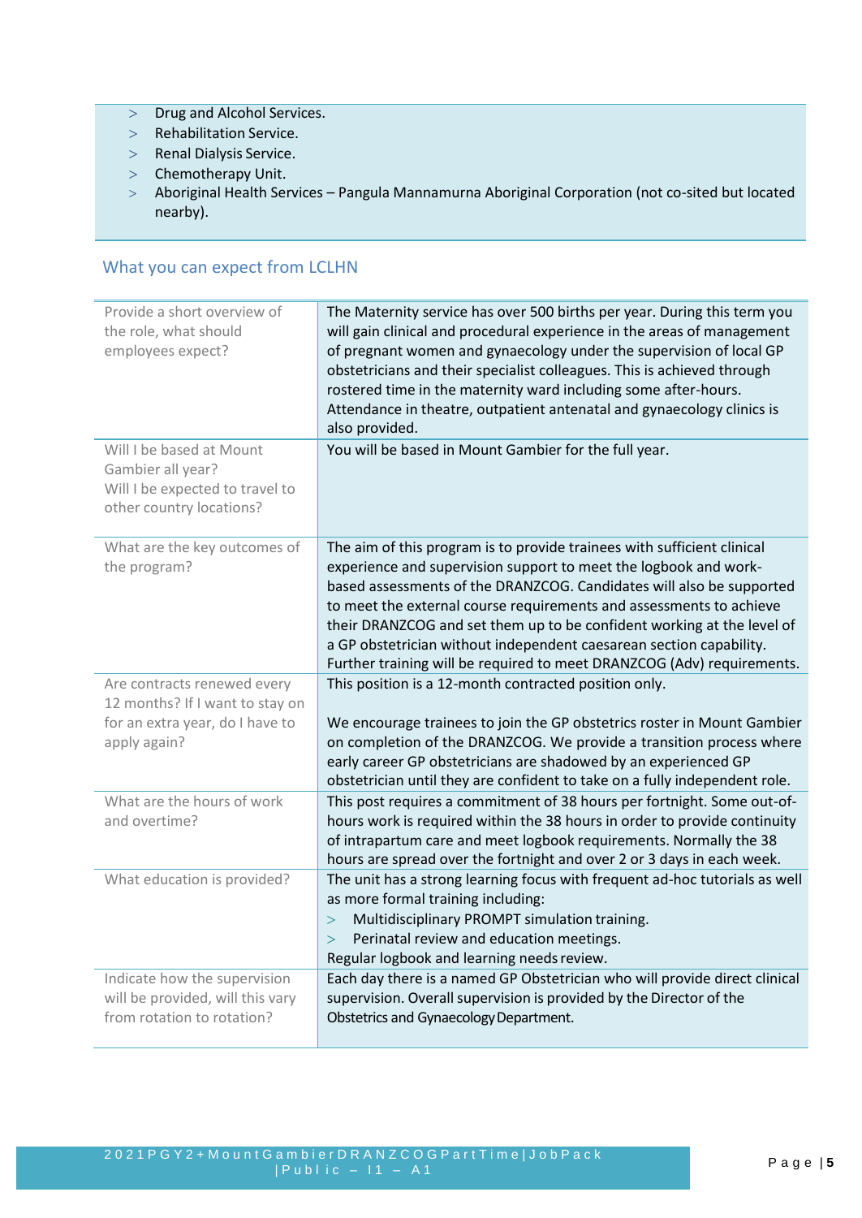- Drug and Alcohol Services.
- Rehabilitation Service.
- Renal Dialysis Service.
- Chemotherapy Unit.
- Aboriginal Health Services – Pangula Mannamurna Aboriginal Corporation (not co-sited but located nearby).

## What you can expect from LCLHN

| | |
|---|---|
| Provide a short overview of the role, what should employees expect? | The Maternity service has over 500 births per year. During this term you will gain clinical and procedural experience in the areas of management of pregnant women and gynaecology under the supervision of local GP obstetricians and their specialist colleagues. This is achieved through rostered time in the maternity ward including some after-hours. Attendance in theatre, outpatient antenatal and gynaecology clinics is also provided. |
| Will I be based at Mount Gambier all year? Will I be expected to travel to other country locations? | You will be based in Mount Gambier for the full year. |
| What are the key outcomes of the program? | The aim of this program is to provide trainees with sufficient clinical experience and supervision support to meet the logbook and work-based assessments of the DRANZCOG. Candidates will also be supported to meet the external course requirements and assessments to achieve their DRANZCOG and set them up to be confident working at the level of a GP obstetrician without independent caesarean section capability. Further training will be required to meet DRANZCOG (Adv) requirements. |
| Are contracts renewed every 12 months? If I want to stay on for an extra year, do I have to apply again? | This position is a 12-month contracted position only.<br><br>We encourage trainees to join the GP obstetrics roster in Mount Gambier on completion of the DRANZCOG. We provide a transition process where early career GP obstetricians are shadowed by an experienced GP obstetrician until they are confident to take on a fully independent role. |
| What are the hours of work and overtime? | This post requires a commitment of 38 hours per fortnight. Some out-of-hours work is required within the 38 hours in order to provide continuity of intrapartum care and meet logbook requirements. Normally the 38 hours are spread over the fortnight and over 2 or 3 days in each week. |
| What education is provided? | The unit has a strong learning focus with frequent ad-hoc tutorials as well as more formal training including:<br>> Multidisciplinary PROMPT simulation training.<br>> Perinatal review and education meetings.<br>Regular logbook and learning needs review. |
| Indicate how the supervision will be provided, will this vary from rotation to rotation? | Each day there is a named GP Obstetrician who will provide direct clinical supervision. Overall supervision is provided by the Director of the Obstetrics and Gynaecology Department. |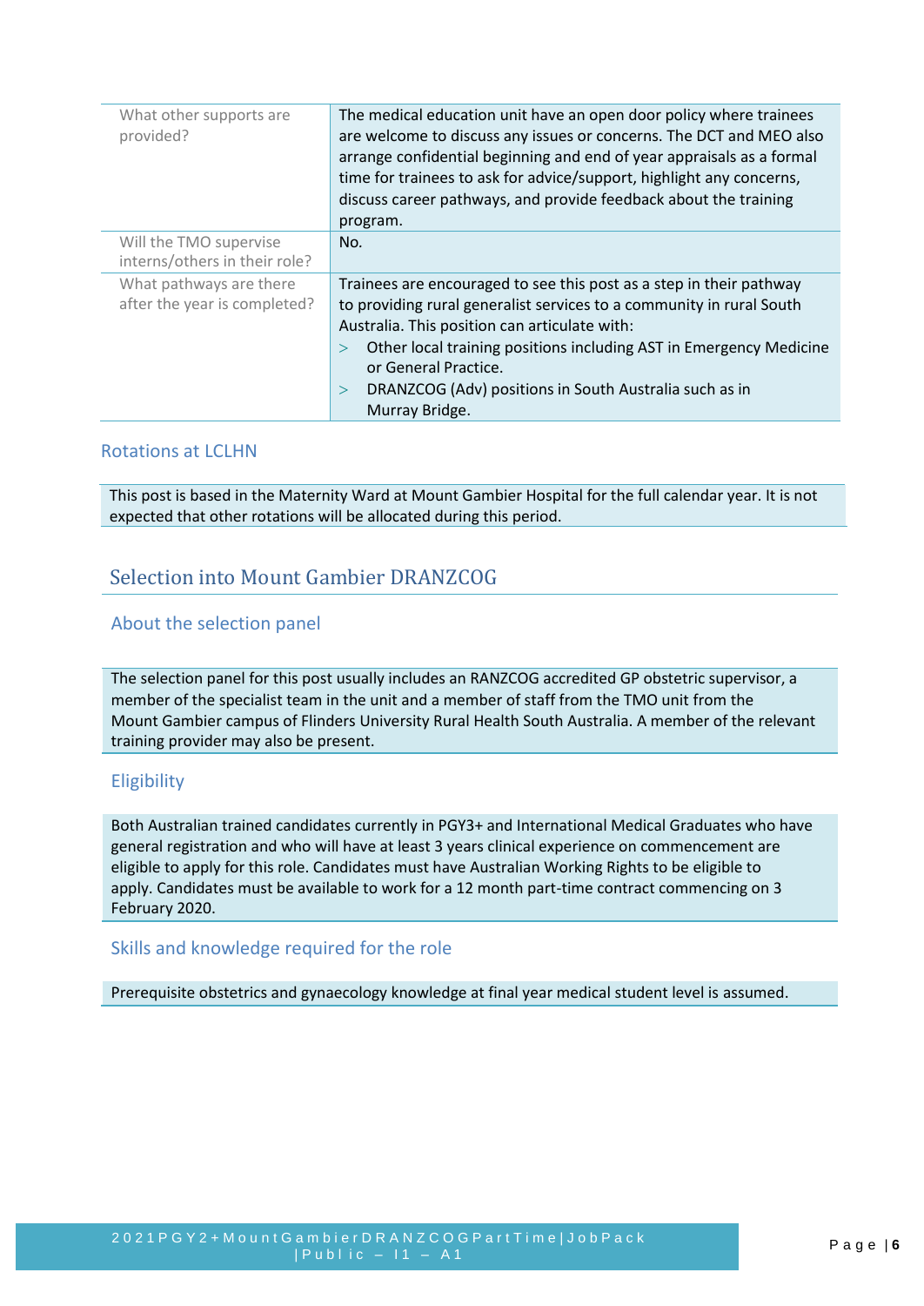| | |
|---|---|
| What other supports are provided? | The medical education unit have an open door policy where trainees are welcome to discuss any issues or concerns. The DCT and MEO also arrange confidential beginning and end of year appraisals as a formal time for trainees to ask for advice/support, highlight any concerns, discuss career pathways, and provide feedback about the training program. |
| Will the TMO supervise interns/others in their role? | No. |
| What pathways are there after the year is completed? | Trainees are encouraged to see this post as a step in their pathway to providing rural generalist services to a community in rural South Australia. This position can articulate with: <br>> Other local training positions including AST in Emergency Medicine or General Practice. <br>> DRANZCOG (Adv) positions in South Australia such as in Murray Bridge. |

### Rotations at LCLHN

This post is based in the Maternity Ward at Mount Gambier Hospital for the full calendar year. It is not expected that other rotations will be allocated during this period.

## Selection into Mount Gambier DRANZCOG

### About the selection panel

The selection panel for this post usually includes an RANZCOG accredited GP obstetric supervisor, a member of the specialist team in the unit and a member of staff from the TMO unit from the Mount Gambier campus of Flinders University Rural Health South Australia. A member of the relevant training provider may also be present.

### Eligibility

Both Australian trained candidates currently in PGY3+ and International Medical Graduates who have general registration and who will have at least 3 years clinical experience on commencement are eligible to apply for this role. Candidates must have Australian Working Rights to be eligible to apply. Candidates must be available to work for a 12 month part-time contract commencing on 3 February 2020.

### Skills and knowledge required for the role

Prerequisite obstetrics and gynaecology knowledge at final year medical student level is assumed.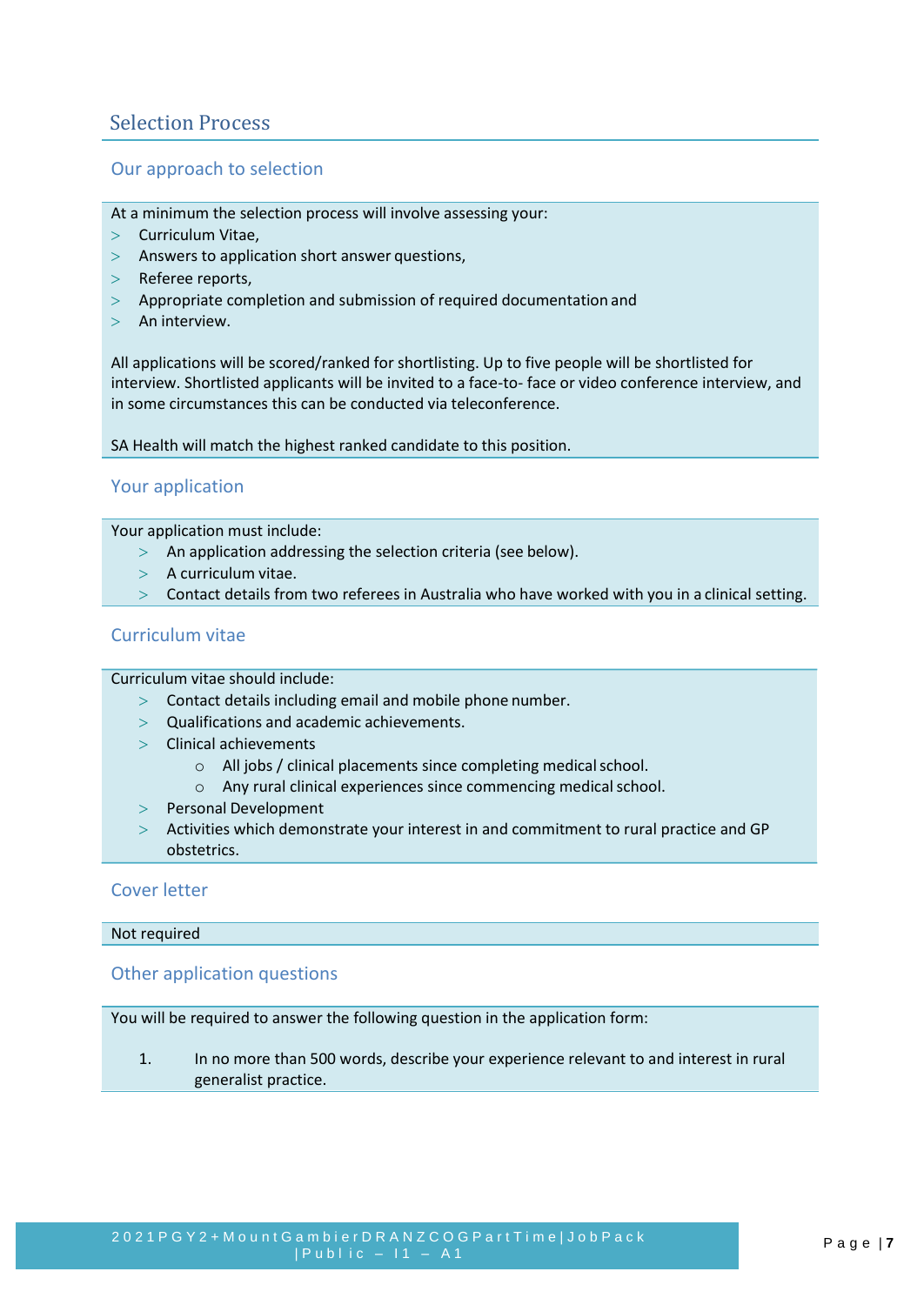## Selection Process

### Our approach to selection

At a minimum the selection process will involve assessing your:

- Curriculum Vitae,
- Answers to application short answer questions,
- Referee reports,
- Appropriate completion and submission of required documentation and
- An interview.

All applications will be scored/ranked for shortlisting. Up to five people will be shortlisted for interview. Shortlisted applicants will be invited to a face-to- face or video conference interview, and in some circumstances this can be conducted via teleconference.

SA Health will match the highest ranked candidate to this position.

### Your application

Your application must include:

- An application addressing the selection criteria (see below).
- A curriculum vitae.
- Contact details from two referees in Australia who have worked with you in a clinical setting.

### Curriculum vitae

Curriculum vitae should include:

- Contact details including email and mobile phone number.
- Qualifications and academic achievements.
- Clinical achievements
  - All jobs / clinical placements since completing medical school.
  - Any rural clinical experiences since commencing medical school.
- Personal Development
- Activities which demonstrate your interest in and commitment to rural practice and GP obstetrics.

### Cover letter

Not required

### Other application questions

You will be required to answer the following question in the application form:

1. In no more than 500 words, describe your experience relevant to and interest in rural generalist practice.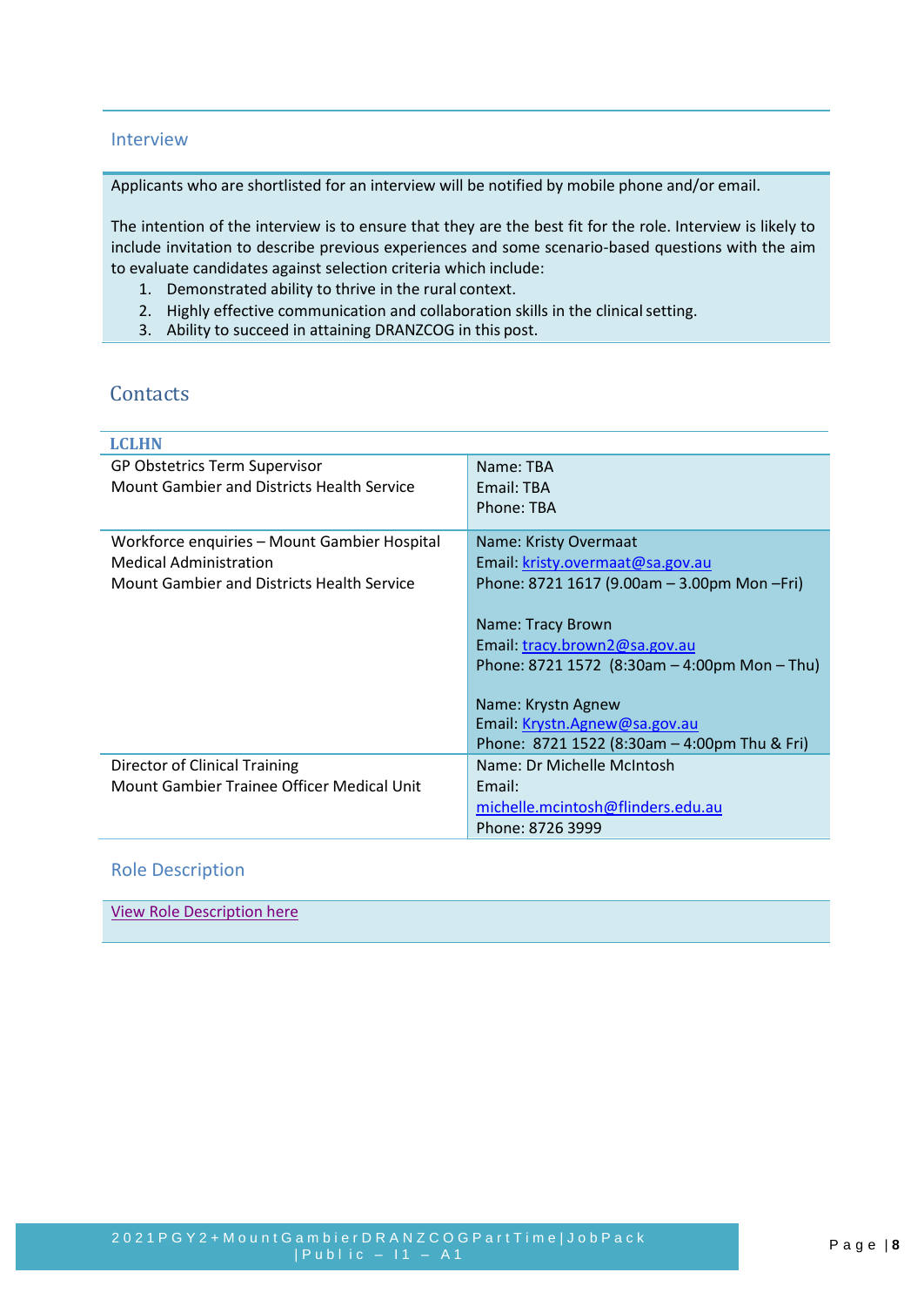## Interview

Applicants who are shortlisted for an interview will be notified by mobile phone and/or email.

The intention of the interview is to ensure that they are the best fit for the role. Interview is likely to include invitation to describe previous experiences and some scenario-based questions with the aim to evaluate candidates against selection criteria which include:

1. Demonstrated ability to thrive in the rural context.
2. Highly effective communication and collaboration skills in the clinical setting.
3. Ability to succeed in attaining DRANZCOG in this post.

## Contacts

| **LCLHN** | |
|---|---|
| GP Obstetrics Term Supervisor<br>Mount Gambier and Districts Health Service | Name: TBA<br>Email: TBA<br>Phone: TBA |
| Workforce enquiries – Mount Gambier Hospital Medical Administration<br>Mount Gambier and Districts Health Service | Name: Kristy Overmaat<br>Email: kristy.overmaat@sa.gov.au<br>Phone: 8721 1617 (9.00am – 3.00pm Mon –Fri)<br><br>Name: Tracy Brown<br>Email: tracy.brown2@sa.gov.au<br>Phone: 8721 1572 (8:30am – 4:00pm Mon – Thu)<br><br>Name: Krystn Agnew<br>Email: Krystn.Agnew@sa.gov.au<br>Phone: 8721 1522 (8:30am – 4:00pm Thu & Fri) |
| Director of Clinical Training<br>Mount Gambier Trainee Officer Medical Unit | Name: Dr Michelle McIntosh<br>Email:<br>michelle.mcintosh@flinders.edu.au<br>Phone: 8726 3999 |

## Role Description

View Role Description here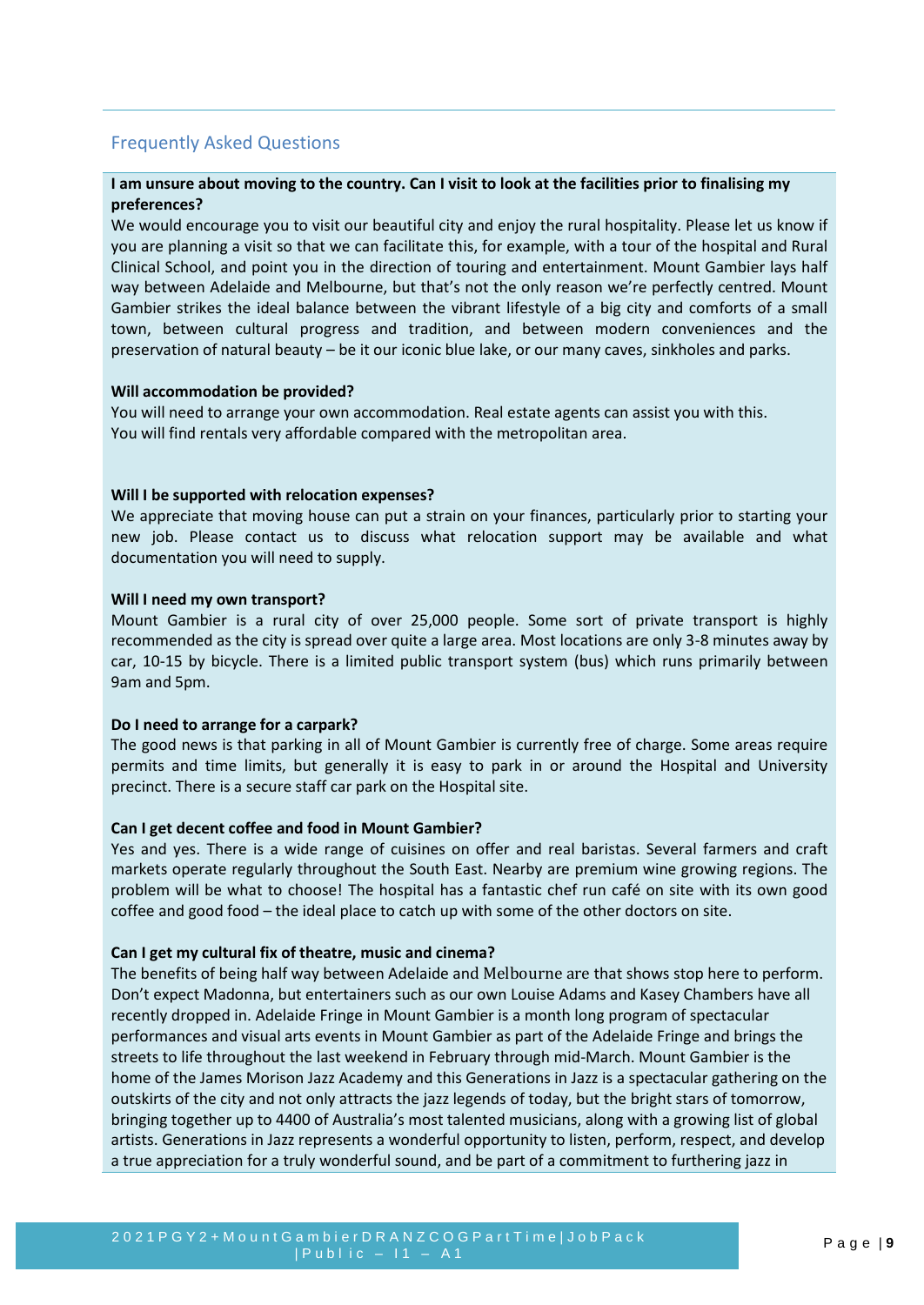## Frequently Asked Questions

**I am unsure about moving to the country. Can I visit to look at the facilities prior to finalising my preferences?**

We would encourage you to visit our beautiful city and enjoy the rural hospitality. Please let us know if you are planning a visit so that we can facilitate this, for example, with a tour of the hospital and Rural Clinical School, and point you in the direction of touring and entertainment. Mount Gambier lays half way between Adelaide and Melbourne, but that's not the only reason we're perfectly centred. Mount Gambier strikes the ideal balance between the vibrant lifestyle of a big city and comforts of a small town, between cultural progress and tradition, and between modern conveniences and the preservation of natural beauty – be it our iconic blue lake, or our many caves, sinkholes and parks.

**Will accommodation be provided?**

You will need to arrange your own accommodation. Real estate agents can assist you with this.
You will find rentals very affordable compared with the metropolitan area.

**Will I be supported with relocation expenses?**

We appreciate that moving house can put a strain on your finances, particularly prior to starting your new job. Please contact us to discuss what relocation support may be available and what documentation you will need to supply.

**Will I need my own transport?**

Mount Gambier is a rural city of over 25,000 people. Some sort of private transport is highly recommended as the city is spread over quite a large area. Most locations are only 3-8 minutes away by car, 10-15 by bicycle. There is a limited public transport system (bus) which runs primarily between 9am and 5pm.

**Do I need to arrange for a carpark?**

The good news is that parking in all of Mount Gambier is currently free of charge. Some areas require permits and time limits, but generally it is easy to park in or around the Hospital and University precinct. There is a secure staff car park on the Hospital site.

**Can I get decent coffee and food in Mount Gambier?**

Yes and yes. There is a wide range of cuisines on offer and real baristas. Several farmers and craft markets operate regularly throughout the South East. Nearby are premium wine growing regions. The problem will be what to choose! The hospital has a fantastic chef run café on site with its own good coffee and good food – the ideal place to catch up with some of the other doctors on site.

**Can I get my cultural fix of theatre, music and cinema?**

The benefits of being half way between Adelaide and Melbourne are that shows stop here to perform. Don't expect Madonna, but entertainers such as our own Louise Adams and Kasey Chambers have all recently dropped in. Adelaide Fringe in Mount Gambier is a month long program of spectacular performances and visual arts events in Mount Gambier as part of the Adelaide Fringe and brings the streets to life throughout the last weekend in February through mid-March. Mount Gambier is the home of the James Morison Jazz Academy and this Generations in Jazz is a spectacular gathering on the outskirts of the city and not only attracts the jazz legends of today, but the bright stars of tomorrow, bringing together up to 4400 of Australia's most talented musicians, along with a growing list of global artists. Generations in Jazz represents a wonderful opportunity to listen, perform, respect, and develop a true appreciation for a truly wonderful sound, and be part of a commitment to furthering jazz in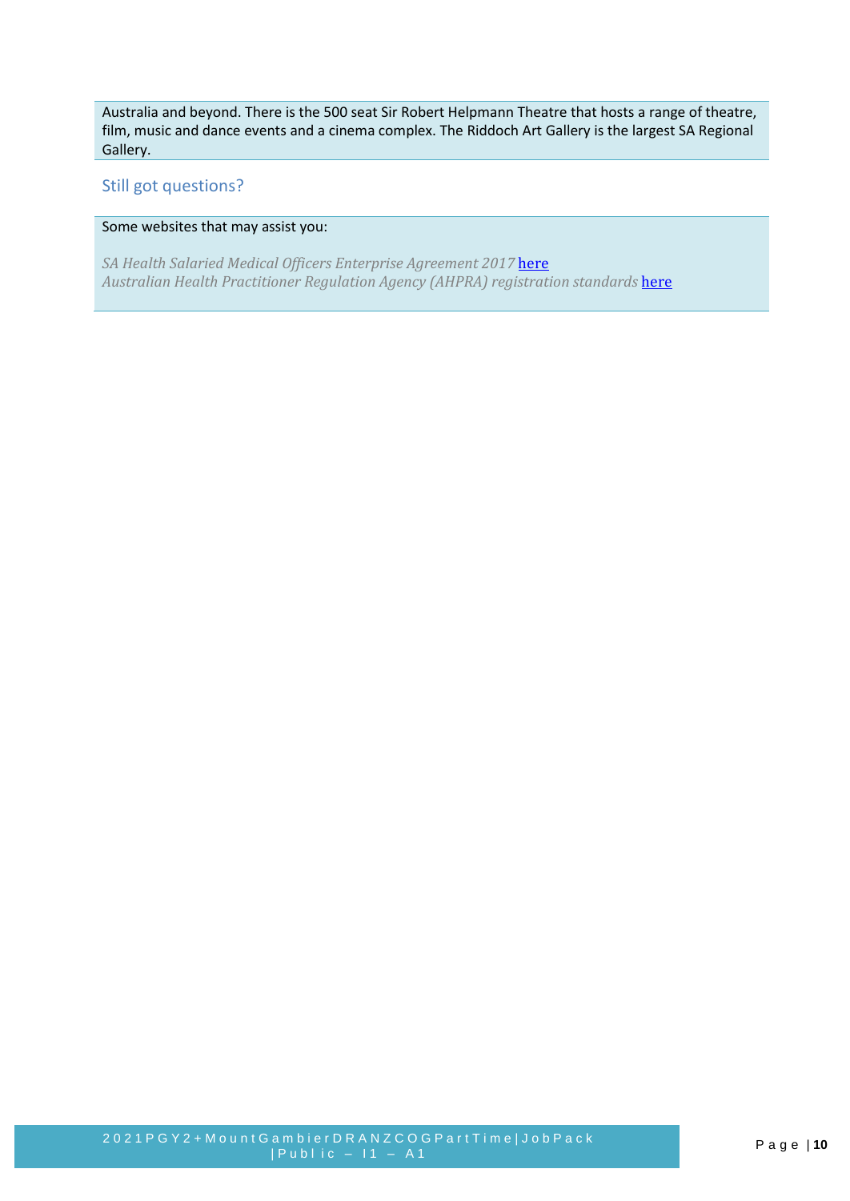Australia and beyond. There is the 500 seat Sir Robert Helpmann Theatre that hosts a range of theatre, film, music and dance events and a cinema complex. The Riddoch Art Gallery is the largest SA Regional Gallery.

## Still got questions?

Some websites that may assist you:

*SA Health Salaried Medical Officers Enterprise Agreement 2017* here
*Australian Health Practitioner Regulation Agency (AHPRA) registration standards* here